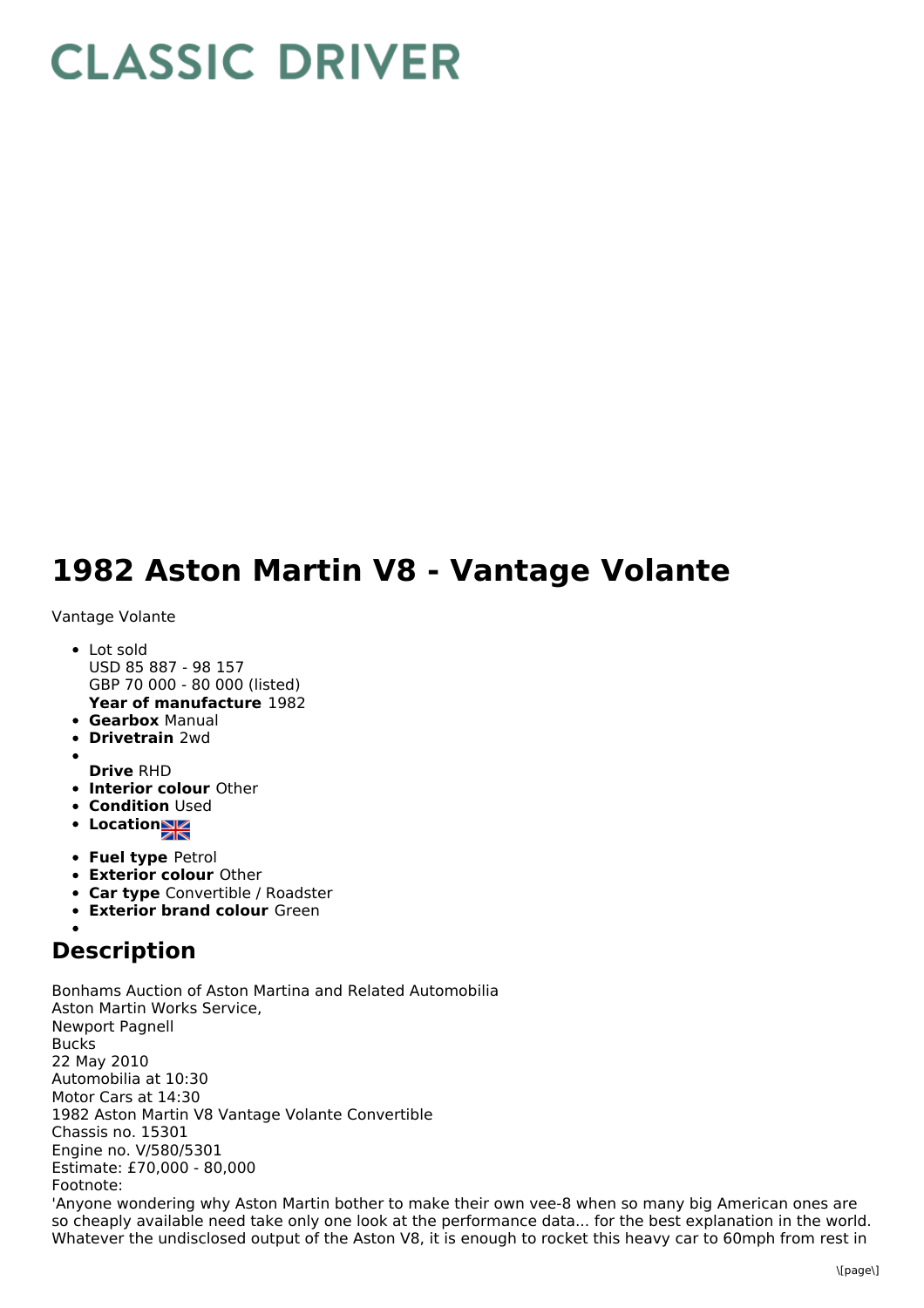# CLASSIC DRIVER

# 1982 Aston Martin V8 - Vantage Volante

Vantage Volante

- Lot sold
  USD 85 887 - 98 157
  GBP 70 000 - 80 000 (listed)
  **Year of manufacture** 1982
- **Gearbox** Manual
- **Drivetrain** 2wd
- **Drive** RHD
- **Interior colour** Other
- **Condition** Used
- **Location**
- **Fuel type** Petrol
- **Exterior colour** Other
- **Car type** Convertible / Roadster
- **Exterior brand colour** Green

## Description

Bonhams Auction of Aston Martina and Related Automobilia
Aston Martin Works Service,
Newport Pagnell
Bucks
22 May 2010
Automobilia at 10:30
Motor Cars at 14:30
1982 Aston Martin V8 Vantage Volante Convertible
Chassis no. 15301
Engine no. V/580/5301
Estimate: £70,000 - 80,000
Footnote:
'Anyone wondering why Aston Martin bother to make their own vee-8 when so many big American ones are so cheaply available need take only one look at the performance data... for the best explanation in the world. Whatever the undisclosed output of the Aston V8, it is enough to rocket this heavy car to 60mph from rest in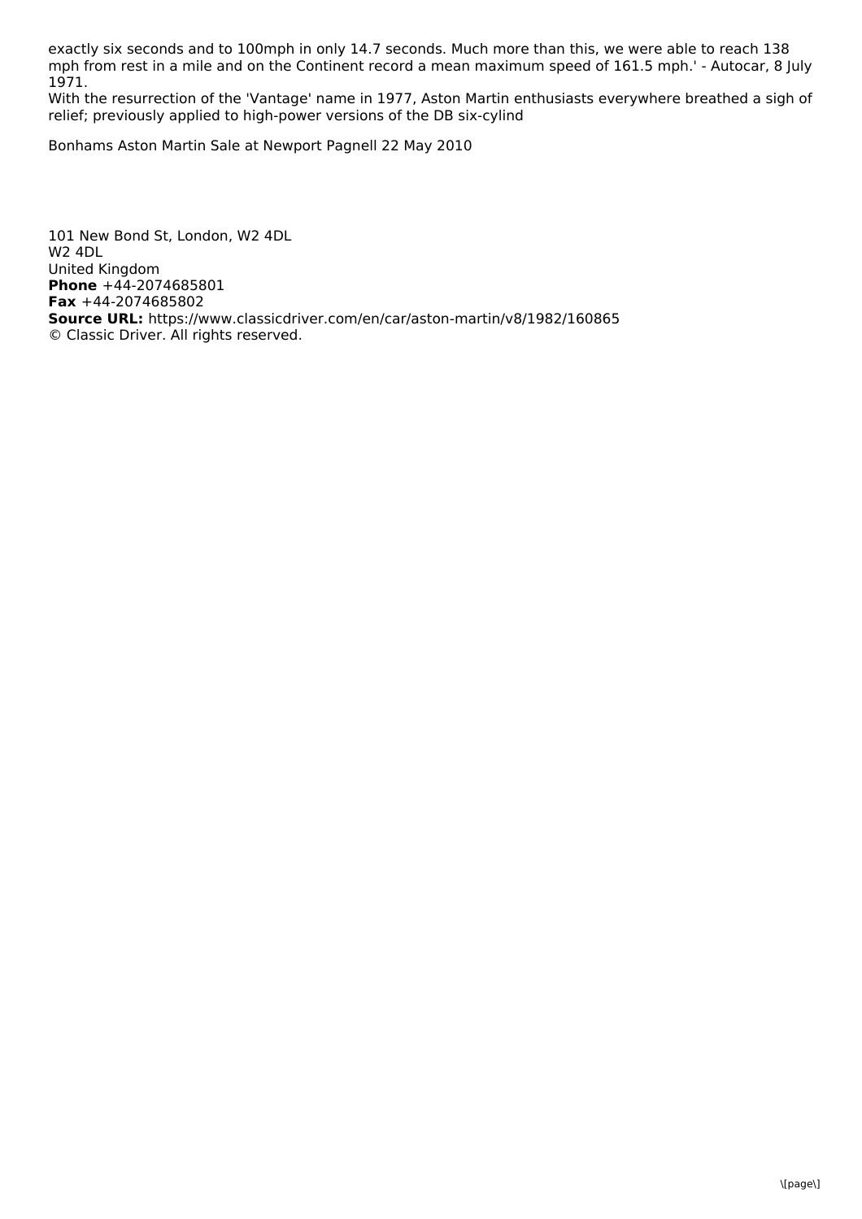exactly six seconds and to 100mph in only 14.7 seconds. Much more than this, we were able to reach 138 mph from rest in a mile and on the Continent record a mean maximum speed of 161.5 mph.' - Autocar, 8 July 1971.

With the resurrection of the 'Vantage' name in 1977, Aston Martin enthusiasts everywhere breathed a sigh of relief; previously applied to high-power versions of the DB six-cylind

Bonhams Aston Martin Sale at Newport Pagnell 22 May 2010

101 New Bond St, London, W2 4DL
W2 4DL
United Kingdom
**Phone** +44-2074685801
**Fax** +44-2074685802
**Source URL:** https://www.classicdriver.com/en/car/aston-martin/v8/1982/160865
© Classic Driver. All rights reserved.